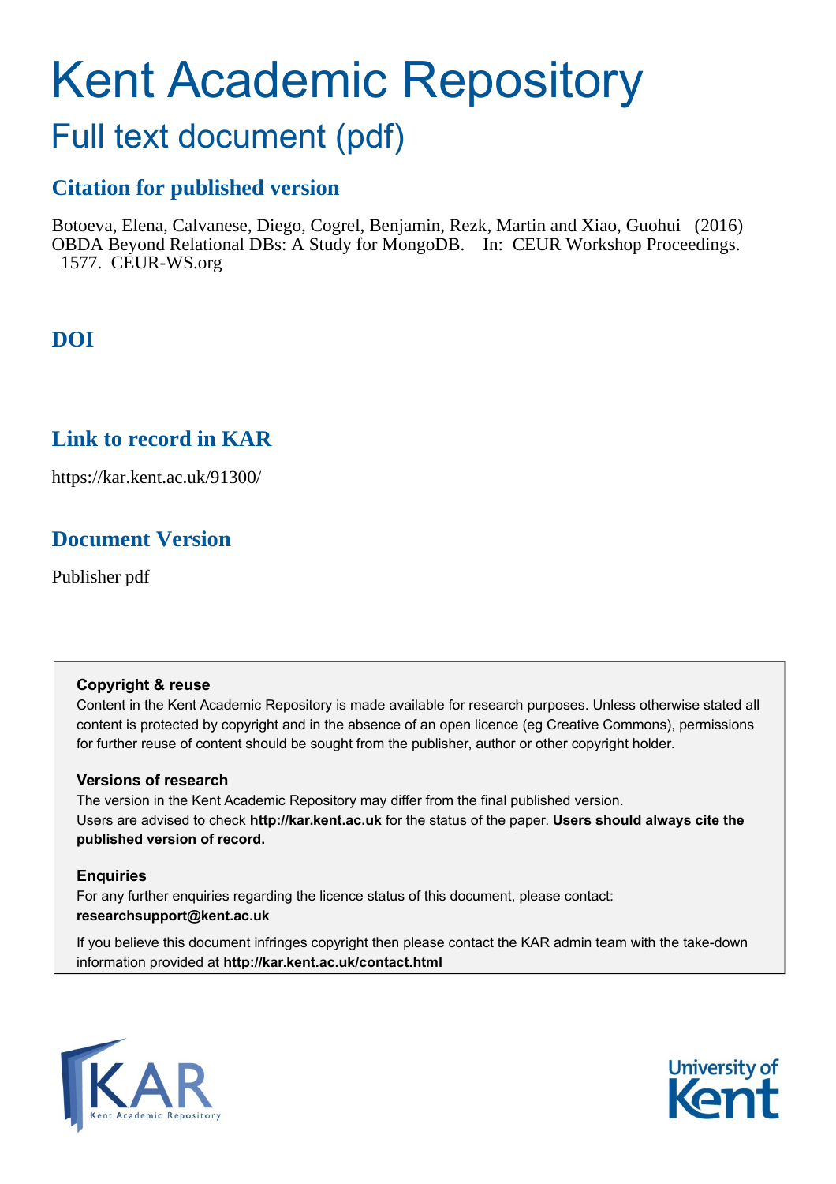# Kent Academic Repository

## Full text document (pdf)

### Citation for published version

Botoeva, Elena, Calvanese, Diego, Cogrel, Benjamin, Rezk, Martin and Xiao, Guohui (2016) OBDA Beyond Relational DBs: A Study for MongoDB. In: CEUR Workshop Proceedings. 1577. CEUR-WS.org

### DOI

### Link to record in KAR

https://kar.kent.ac.uk/91300/

### Document Version

Publisher pdf

**Copyright & reuse**

Content in the Kent Academic Repository is made available for research purposes. Unless otherwise stated all content is protected by copyright and in the absence of an open licence (eg Creative Commons), permissions for further reuse of content should be sought from the publisher, author or other copyright holder.

**Versions of research**

The version in the Kent Academic Repository may differ from the final published version. Users are advised to check **http://kar.kent.ac.uk** for the status of the paper. **Users should always cite the published version of record.**

**Enquiries**

For any further enquiries regarding the licence status of this document, please contact: **researchsupport@kent.ac.uk**

If you believe this document infringes copyright then please contact the KAR admin team with the take-down information provided at **http://kar.kent.ac.uk/contact.html**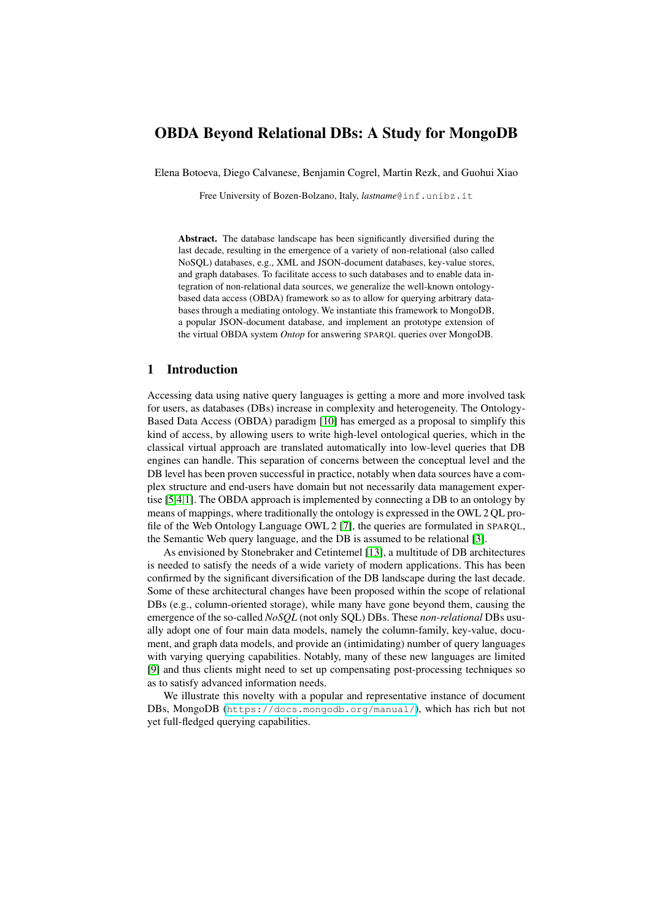# OBDA Beyond Relational DBs: A Study for MongoDB

Elena Botoeva, Diego Calvanese, Benjamin Cogrel, Martin Rezk, and Guohui Xiao

Free University of Bozen-Bolzano, Italy, *lastname*@inf.unibz.it

**Abstract.** The database landscape has been significantly diversified during the last decade, resulting in the emergence of a variety of non-relational (also called NoSQL) databases, e.g., XML and JSON-document databases, key-value stores, and graph databases. To facilitate access to such databases and to enable data integration of non-relational data sources, we generalize the well-known ontology-based data access (OBDA) framework so as to allow for querying arbitrary databases through a mediating ontology. We instantiate this framework to MongoDB, a popular JSON-document database, and implement an prototype extension of the virtual OBDA system *Ontop* for answering SPARQL queries over MongoDB.

## 1 Introduction

Accessing data using native query languages is getting a more and more involved task for users, as databases (DBs) increase in complexity and heterogeneity. The Ontology-Based Data Access (OBDA) paradigm [10] has emerged as a proposal to simplify this kind of access, by allowing users to write high-level ontological queries, which in the classical virtual approach are translated automatically into low-level queries that DB engines can handle. This separation of concerns between the conceptual level and the DB level has been proven successful in practice, notably when data sources have a complex structure and end-users have domain but not necessarily data management expertise [5,4,1]. The OBDA approach is implemented by connecting a DB to an ontology by means of mappings, where traditionally the ontology is expressed in the OWL 2 QL profile of the Web Ontology Language OWL 2 [7], the queries are formulated in SPARQL, the Semantic Web query language, and the DB is assumed to be relational [3].

As envisioned by Stonebraker and Cetintemel [13], a multitude of DB architectures is needed to satisfy the needs of a wide variety of modern applications. This has been confirmed by the significant diversification of the DB landscape during the last decade. Some of these architectural changes have been proposed within the scope of relational DBs (e.g., column-oriented storage), while many have gone beyond them, causing the emergence of the so-called *NoSQL* (not only SQL) DBs. These *non-relational* DBs usually adopt one of four main data models, namely the column-family, key-value, document, and graph data models, and provide an (intimidating) number of query languages with varying querying capabilities. Notably, many of these new languages are limited [9] and thus clients might need to set up compensating post-processing techniques so as to satisfy advanced information needs.

We illustrate this novelty with a popular and representative instance of document DBs, MongoDB (https://docs.mongodb.org/manual/), which has rich but not yet full-fledged querying capabilities.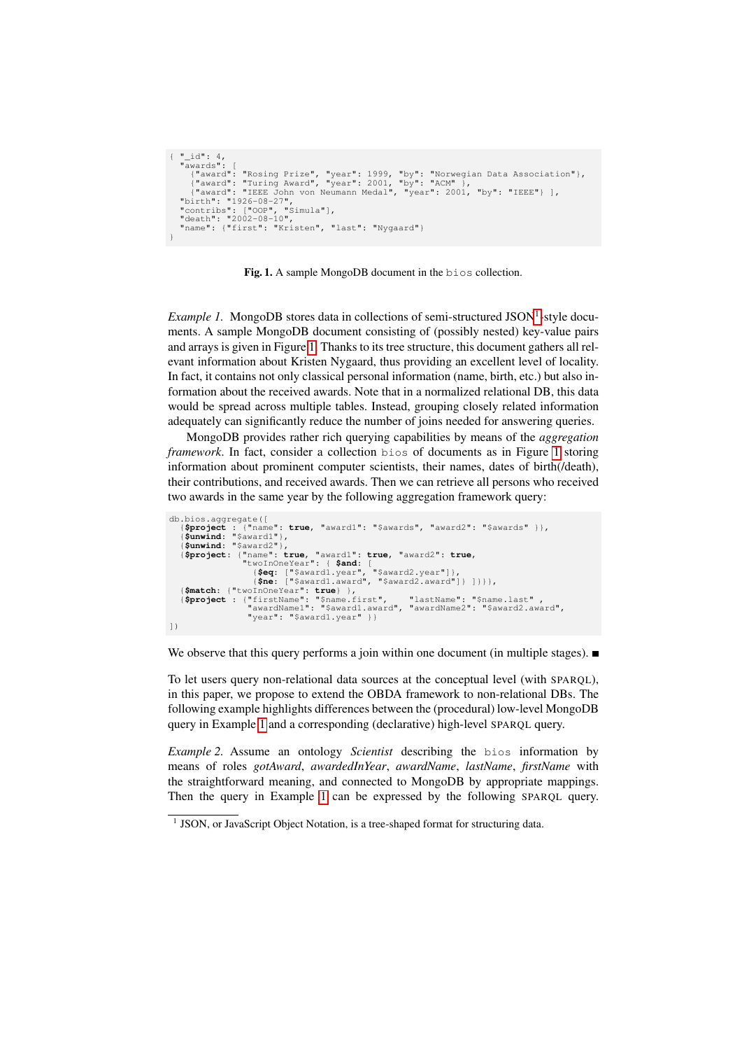```
{ "_id": 4,
  "awards": [
    {"award": "Rosing Prize", "year": 1999, "by": "Norwegian Data Association"},
    {"award": "Turing Award", "year": 2001, "by": "ACM" },
    {"award": "IEEE John von Neumann Medal", "year": 2001, "by": "IEEE"} ],
  "birth": "1926-08-27",
  "contribs": ["OOP", "Simula"],
  "death": "2002-08-10",
  "name": {"first": "Kristen", "last": "Nygaard"}
}
```

**Fig. 1.** A sample MongoDB document in the `bios` collection.

*Example 1.* MongoDB stores data in collections of semi-structured JSON[1]-style documents. A sample MongoDB document consisting of (possibly nested) key-value pairs and arrays is given in Figure 1. Thanks to its tree structure, this document gathers all relevant information about Kristen Nygaard, thus providing an excellent level of locality. In fact, it contains not only classical personal information (name, birth, etc.) but also information about the received awards. Note that in a normalized relational DB, this data would be spread across multiple tables. Instead, grouping closely related information adequately can significantly reduce the number of joins needed for answering queries.

MongoDB provides rather rich querying capabilities by means of the *aggregation framework*. In fact, consider a collection `bios` of documents as in Figure 1 storing information about prominent computer scientists, their names, dates of birth(/death), their contributions, and received awards. Then we can retrieve all persons who received two awards in the same year by the following aggregation framework query:

```
db.bios.aggregate([
  {$project : {"name": true, "award1": "$awards", "award2": "$awards" }},
  {$unwind: "$award1"},
  {$unwind: "$award2"},
  {$project: {"name": true, "award1": true, "award2": true,
              "twoInOneYear": { $and: [
                {$eq: ["$award1.year", "$award2.year"]},
                {$ne: ["$award1.award", "$award2.award"]} ]}}},
  {$match: {"twoInOneYear": true} },
  {$project : {"firstName": "$name.first",    "lastName": "$name.last" ,
               "awardName1": "$award1.award", "awardName2": "$award2.award",
               "year": "$award1.year" }}
])
```

We observe that this query performs a join within one document (in multiple stages). ■

To let users query non-relational data sources at the conceptual level (with SPARQL), in this paper, we propose to extend the OBDA framework to non-relational DBs. The following example highlights differences between the (procedural) low-level MongoDB query in Example 1 and a corresponding (declarative) high-level SPARQL query.

*Example 2.* Assume an ontology *Scientist* describing the `bios` information by means of roles *gotAward*, *awardedInYear*, *awardName*, *lastName*, *firstName* with the straightforward meaning, and connected to MongoDB by appropriate mappings. Then the query in Example 1 can be expressed by the following SPARQL query.

[1] JSON, or JavaScript Object Notation, is a tree-shaped format for structuring data.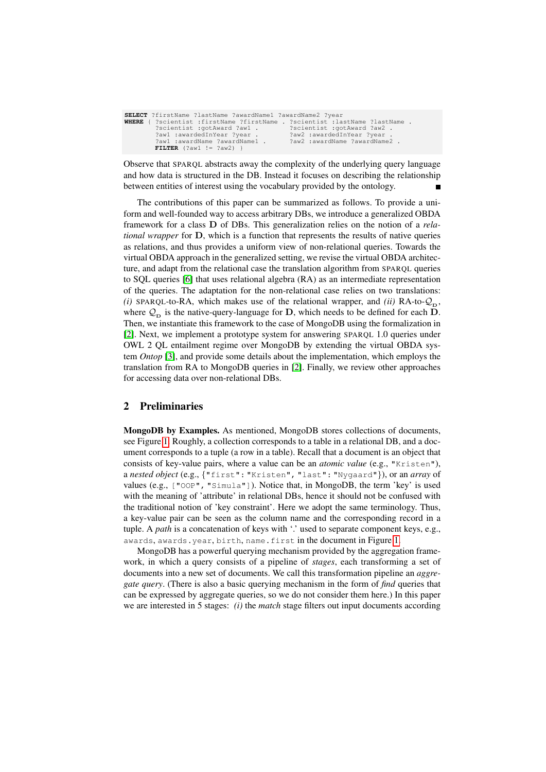```
SELECT ?firstName ?lastName ?awardName1 ?awardName2 ?year
WHERE { ?scientist :firstName ?firstName .  ?scientist :lastName ?lastName .
        ?scientist :gotAward ?aw1 .          ?scientist :gotAward ?aw2 .
        ?aw1 :awardedInYear ?year .          ?aw2 :awardedInYear ?year .
        ?aw1 :awardName ?awardName1 .        ?aw2 :awardName ?awardName2 .
        FILTER (?aw1 != ?aw2) }
```

Observe that SPARQL abstracts away the complexity of the underlying query language and how data is structured in the DB. Instead it focuses on describing the relationship between entities of interest using the vocabulary provided by the ontology. ■

The contributions of this paper can be summarized as follows. To provide a uniform and well-founded way to access arbitrary DBs, we introduce a generalized OBDA framework for a class $\mathbf{D}$ of DBs. This generalization relies on the notion of a *relational wrapper* for $\mathbf{D}$, which is a function that represents the results of native queries as relations, and thus provides a uniform view of non-relational queries. Towards the virtual OBDA approach in the generalized setting, we revise the virtual OBDA architecture, and adapt from the relational case the translation algorithm from SPARQL queries to SQL queries [6] that uses relational algebra (RA) as an intermediate representation of the queries. The adaptation for the non-relational case relies on two translations: *(i)* SPARQL-to-RA, which makes use of the relational wrapper, and *(ii)* RA-to-$\mathcal{Q}_{\mathbf{D}}$, where $\mathcal{Q}_{\mathbf{D}}$ is the native-query-language for $\mathbf{D}$, which needs to be defined for each $\mathbf{D}$. Then, we instantiate this framework to the case of MongoDB using the formalization in [2]. Next, we implement a prototype system for answering SPARQL 1.0 queries under OWL 2 QL entailment regime over MongoDB by extending the virtual OBDA system *Ontop* [3], and provide some details about the implementation, which employs the translation from RA to MongoDB queries in [2]. Finally, we review other approaches for accessing data over non-relational DBs.

## 2 Preliminaries

**MongoDB by Examples.** As mentioned, MongoDB stores collections of documents, see Figure 1. Roughly, a collection corresponds to a table in a relational DB, and a document corresponds to a tuple (a row in a table). Recall that a document is an object that consists of key-value pairs, where a value can be an *atomic value* (e.g., `"Kristen"`), a *nested object* (e.g., `{"first":"Kristen", "last":"Nygaard"}`), or an *array* of values (e.g., `["OOP", "Simula"]`). Notice that, in MongoDB, the term 'key' is used with the meaning of 'attribute' in relational DBs, hence it should not be confused with the traditional notion of 'key constraint'. Here we adopt the same terminology. Thus, a key-value pair can be seen as the column name and the corresponding record in a tuple. A *path* is a concatenation of keys with '.' used to separate component keys, e.g., `awards`, `awards.year`, `birth`, `name.first` in the document in Figure 1.

MongoDB has a powerful querying mechanism provided by the aggregation framework, in which a query consists of a pipeline of *stages*, each transforming a set of documents into a new set of documents. We call this transformation pipeline an *aggregate query*. (There is also a basic querying mechanism in the form of *find* queries that can be expressed by aggregate queries, so we do not consider them here.) In this paper we are interested in 5 stages: *(i)* the *match* stage filters out input documents according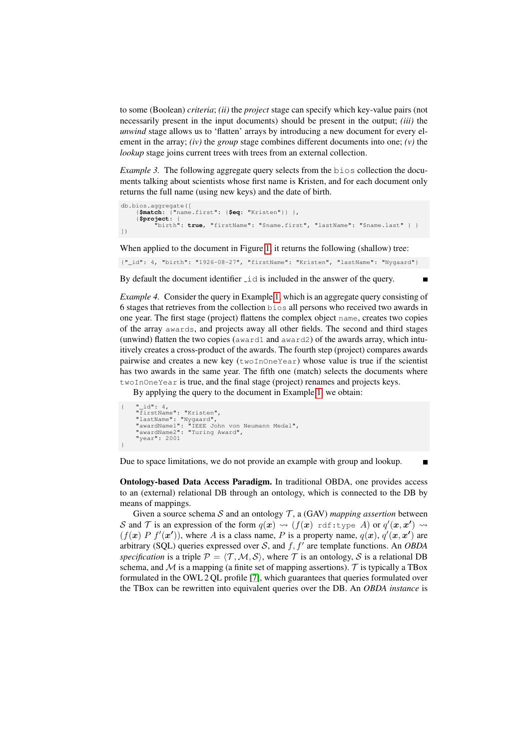to some (Boolean) *criteria*; *(ii)* the *project* stage can specify which key-value pairs (not necessarily present in the input documents) should be present in the output; *(iii)* the *unwind* stage allows us to 'flatten' arrays by introducing a new document for every element in the array; *(iv)* the *group* stage combines different documents into one; *(v)* the *lookup* stage joins current trees with trees from an external collection.

*Example 3.* The following aggregate query selects from the `bios` collection the documents talking about scientists whose first name is Kristen, and for each document only returns the full name (using new keys) and the date of birth.

```
db.bios.aggregate([
    {$match: {"name.first": {$eq: "Kristen"}} },
    {$project: {
        "birth": true, "firstName": "$name.first", "lastName": "$name.last" } }
])
```

When applied to the document in Figure 1, it returns the following (shallow) tree:

```
{"_id": 4, "birth": "1926-08-27", "firstName": "Kristen", "lastName": "Nygaard"}
```

By default the document identifier `_id` is included in the answer of the query. ■

*Example 4.* Consider the query in Example 1, which is an aggregate query consisting of 6 stages that retrieves from the collection `bios` all persons who received two awards in one year. The first stage (project) flattens the complex object `name`, creates two copies of the array `awards`, and projects away all other fields. The second and third stages (unwind) flatten the two copies (`award1` and `award2`) of the awards array, which intuitively creates a cross-product of the awards. The fourth step (project) compares awards pairwise and creates a new key (`twoInOneYear`) whose value is true if the scientist has two awards in the same year. The fifth one (match) selects the documents where `twoInOneYear` is true, and the final stage (project) renames and projects keys.

By applying the query to the document in Example 1, we obtain:

```
{   "_id": 4,
    "firstName": "Kristen",
    "lastName": "Nygaard",
    "awardName1": "IEEE John von Neumann Medal",
    "awardName2": "Turing Award",
    "year": 2001
}
```

Due to space limitations, we do not provide an example with group and lookup. ■

**Ontology-based Data Access Paradigm.** In traditional OBDA, one provides access to an (external) relational DB through an ontology, which is connected to the DB by means of mappings.

Given a source schema $\mathcal{S}$ and an ontology $\mathcal{T}$, a (GAV) *mapping assertion* between $\mathcal{S}$ and $\mathcal{T}$ is an expression of the form $q(\boldsymbol{x}) \leadsto (f(\boldsymbol{x})\ \texttt{rdf:type}\ A)$ or $q'(\boldsymbol{x}, \boldsymbol{x}') \leadsto (f(\boldsymbol{x})\ P\ f'(\boldsymbol{x}'))$, where $A$ is a class name, $P$ is a property name, $q(\boldsymbol{x})$, $q'(\boldsymbol{x}, \boldsymbol{x}')$ are arbitrary (SQL) queries expressed over $\mathcal{S}$, and $f, f'$ are template functions. An *OBDA specification* is a triple $\mathcal{P} = \langle \mathcal{T}, \mathcal{M}, \mathcal{S} \rangle$, where $\mathcal{T}$ is an ontology, $\mathcal{S}$ is a relational DB schema, and $\mathcal{M}$ is a mapping (a finite set of mapping assertions). $\mathcal{T}$ is typically a TBox formulated in the OWL 2 QL profile [7], which guarantees that queries formulated over the TBox can be rewritten into equivalent queries over the DB. An *OBDA instance* is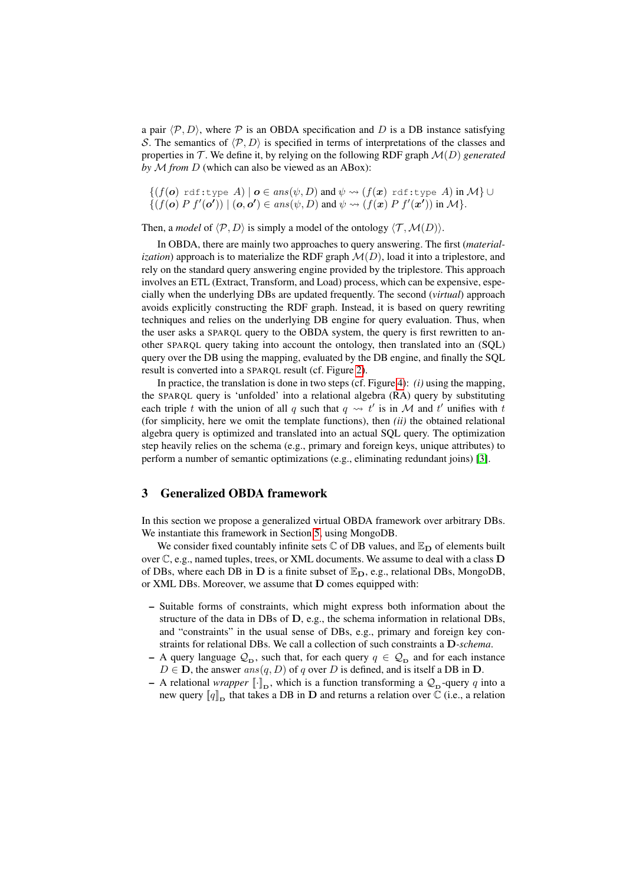a pair $\langle \mathcal{P}, D \rangle$, where $\mathcal{P}$ is an OBDA specification and $D$ is a DB instance satisfying $\mathcal{S}$. The semantics of $\langle \mathcal{P}, D \rangle$ is specified in terms of interpretations of the classes and properties in $\mathcal{T}$. We define it, by relying on the following RDF graph $\mathcal{M}(D)$ *generated by* $\mathcal{M}$ *from* $D$ (which can also be viewed as an ABox):

$$\{(f(\boldsymbol{o})\ \texttt{rdf:type}\ A) \mid \boldsymbol{o} \in \mathit{ans}(\psi, D) \text{ and } \psi \rightsquigarrow (f(\boldsymbol{x})\ \texttt{rdf:type}\ A) \text{ in } \mathcal{M}\} \cup$$
$$\{(f(\boldsymbol{o})\ P\ f'(\boldsymbol{o'})) \mid (\boldsymbol{o}, \boldsymbol{o'}) \in \mathit{ans}(\psi, D) \text{ and } \psi \rightsquigarrow (f(\boldsymbol{x})\ P\ f'(\boldsymbol{x'})) \text{ in } \mathcal{M}\}.$$

Then, a *model* of $\langle \mathcal{P}, D \rangle$ is simply a model of the ontology $\langle \mathcal{T}, \mathcal{M}(D) \rangle$.

In OBDA, there are mainly two approaches to query answering. The first (*materialization*) approach is to materialize the RDF graph $\mathcal{M}(D)$, load it into a triplestore, and rely on the standard query answering engine provided by the triplestore. This approach involves an ETL (Extract, Transform, and Load) process, which can be expensive, especially when the underlying DBs are updated frequently. The second (*virtual*) approach avoids explicitly constructing the RDF graph. Instead, it is based on query rewriting techniques and relies on the underlying DB engine for query evaluation. Thus, when the user asks a SPARQL query to the OBDA system, the query is first rewritten to another SPARQL query taking into account the ontology, then translated into an (SQL) query over the DB using the mapping, evaluated by the DB engine, and finally the SQL result is converted into a SPARQL result (cf. Figure 2).

In practice, the translation is done in two steps (cf. Figure 4): *(i)* using the mapping, the SPARQL query is 'unfolded' into a relational algebra (RA) query by substituting each triple $t$ with the union of all $q$ such that $q \rightsquigarrow t'$ is in $\mathcal{M}$ and $t'$ unifies with $t$ (for simplicity, here we omit the template functions), then *(ii)* the obtained relational algebra query is optimized and translated into an actual SQL query. The optimization step heavily relies on the schema (e.g., primary and foreign keys, unique attributes) to perform a number of semantic optimizations (e.g., eliminating redundant joins) [3].

## 3 Generalized OBDA framework

In this section we propose a generalized virtual OBDA framework over arbitrary DBs. We instantiate this framework in Section 5, using MongoDB.

We consider fixed countably infinite sets $\mathbb{C}$ of DB values, and $\mathbb{E}_{\mathbf{D}}$ of elements built over $\mathbb{C}$, e.g., named tuples, trees, or XML documents. We assume to deal with a class $\mathbf{D}$ of DBs, where each DB in $\mathbf{D}$ is a finite subset of $\mathbb{E}_{\mathbf{D}}$, e.g., relational DBs, MongoDB, or XML DBs. Moreover, we assume that $\mathbf{D}$ comes equipped with:

- Suitable forms of constraints, which might express both information about the structure of the data in DBs of $\mathbf{D}$, e.g., the schema information in relational DBs, and "constraints" in the usual sense of DBs, e.g., primary and foreign key constraints for relational DBs. We call a collection of such constraints a $\mathbf{D}$-*schema*.
- A query language $\mathcal{Q}_{\mathbf{D}}$, such that, for each query $q \in \mathcal{Q}_{\mathbf{D}}$ and for each instance $D \in \mathbf{D}$, the answer $\mathit{ans}(q, D)$ of $q$ over $D$ is defined, and is itself a DB in $\mathbf{D}$.
- A relational *wrapper* $[\![\cdot]\!]_{\mathbf{D}}$, which is a function transforming a $\mathcal{Q}_{\mathbf{D}}$-query $q$ into a new query $[\![q]\!]_{\mathbf{D}}$ that takes a DB in $\mathbf{D}$ and returns a relation over $\mathbb{C}$ (i.e., a relation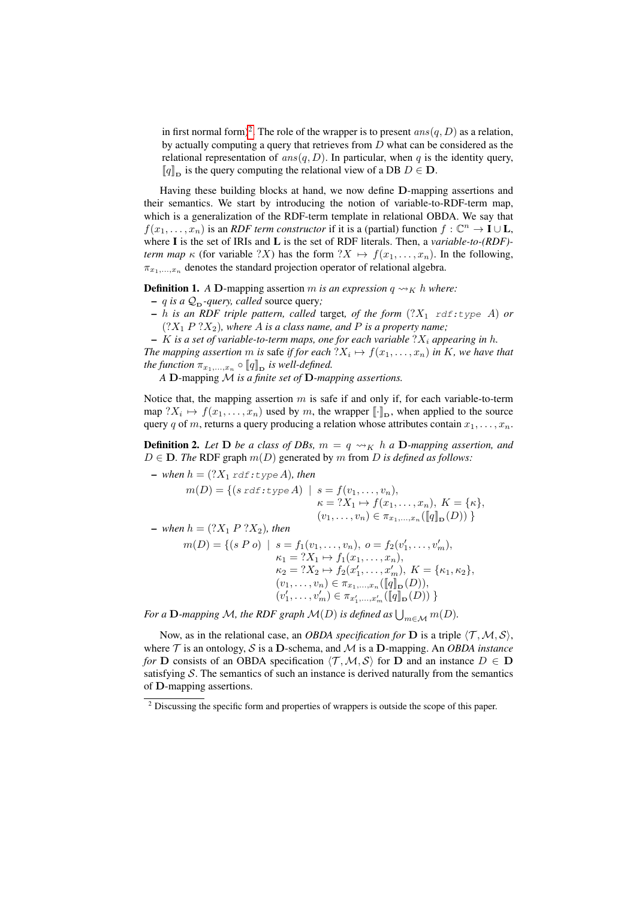in first normal form)[2]. The role of the wrapper is to present $ans(q, D)$ as a relation, by actually computing a query that retrieves from $D$ what can be considered as the relational representation of $ans(q, D)$. In particular, when $q$ is the identity query, $[\![q]\!]_{\mathbf{D}}$ is the query computing the relational view of a DB $D \in \mathbf{D}$.

Having these building blocks at hand, we now define $\mathbf{D}$-mapping assertions and their semantics. We start by introducing the notion of variable-to-RDF-term map, which is a generalization of the RDF-term template in relational OBDA. We say that $f(x_1, \ldots, x_n)$ is an *RDF term constructor* if it is a (partial) function $f : \mathbb{C}^n \to \mathbf{I} \cup \mathbf{L}$, where $\mathbf{I}$ is the set of IRIs and $\mathbf{L}$ is the set of RDF literals. Then, a *variable-to-(RDF)-term map* $\kappa$ (for variable $?X$) has the form $?X \mapsto f(x_1, \ldots, x_n)$. In the following, $\pi_{x_1,\ldots,x_n}$ denotes the standard projection operator of relational algebra.

**Definition 1.** *A* $\mathbf{D}$*-mapping assertion* $m$ *is an expression* $q \leadsto_K h$ *where:*

- $q$ *is a* $\mathcal{Q}_{\mathbf{D}}$*-query, called* source query*;*
- $h$ *is an RDF triple pattern, called* target*, of the form* $(?X_1\ \texttt{rdf:type}\ A)$ *or* $(?X_1\ P\ ?X_2)$*, where* $A$ *is a class name, and* $P$ *is a property name;*
- $K$ *is a set of variable-to-term maps, one for each variable* $?X_i$ *appearing in* $h$*.*

*The mapping assertion* $m$ *is* safe *if for each* $?X_i \mapsto f(x_1, \ldots, x_n)$ *in* $K$*, we have that the function* $\pi_{x_1,\ldots,x_n} \circ [\![q]\!]_{\mathbf{D}}$ *is well-defined.*

*A* $\mathbf{D}$*-mapping* $\mathcal{M}$ *is a finite set of* $\mathbf{D}$*-mapping assertions.*

Notice that, the mapping assertion $m$ is safe if and only if, for each variable-to-term map $?X_i \mapsto f(x_1, \ldots, x_n)$ used by $m$, the wrapper $[\![\cdot]\!]_{\mathbf{D}}$, when applied to the source query $q$ of $m$, returns a query producing a relation whose attributes contain $x_1, \ldots, x_n$.

**Definition 2.** *Let* $\mathbf{D}$ *be a class of DBs,* $m = q \leadsto_K h$ *a* $\mathbf{D}$*-mapping assertion, and* $D \in \mathbf{D}$*. The* RDF graph $m(D)$ *generated by* $m$ *from* $D$ *is defined as follows:*

- *when* $h = (?X_1\ \texttt{rdf:type}\ A)$*, then*

$$m(D) = \{(s\ \texttt{rdf:type}\ A) \mid s = f(v_1, \ldots, v_n),\ \kappa = ?X_1 \mapsto f(x_1, \ldots, x_n),\ K = \{\kappa\},\ (v_1, \ldots, v_n) \in \pi_{x_1,\ldots,x_n}([\![q]\!]_{\mathbf{D}}(D))\ \}$$

- *when* $h = (?X_1\ P\ ?X_2)$*, then*

$$m(D) = \{(s\ P\ o) \mid s = f_1(v_1, \ldots, v_n),\ o = f_2(v'_1, \ldots, v'_m),\ \kappa_1 = ?X_1 \mapsto f_1(x_1, \ldots, x_n),\ \kappa_2 = ?X_2 \mapsto f_2(x'_1, \ldots, x'_m),\ K = \{\kappa_1, \kappa_2\},\ (v_1, \ldots, v_n) \in \pi_{x_1,\ldots,x_n}([\![q]\!]_{\mathbf{D}}(D)),\ (v'_1, \ldots, v'_m) \in \pi_{x'_1,\ldots,x'_m}([\![q]\!]_{\mathbf{D}}(D))\ \}$$

*For a* $\mathbf{D}$*-mapping* $\mathcal{M}$*, the RDF graph* $\mathcal{M}(D)$ *is defined as* $\bigcup_{m \in \mathcal{M}} m(D)$*.*

Now, as in the relational case, an *OBDA specification for* $\mathbf{D}$ is a triple $\langle \mathcal{T}, \mathcal{M}, \mathcal{S} \rangle$, where $\mathcal{T}$ is an ontology, $\mathcal{S}$ is a $\mathbf{D}$-schema, and $\mathcal{M}$ is a $\mathbf{D}$-mapping. An *OBDA instance for* $\mathbf{D}$ consists of an OBDA specification $\langle \mathcal{T}, \mathcal{M}, \mathcal{S} \rangle$ for $\mathbf{D}$ and an instance $D \in \mathbf{D}$ satisfying $\mathcal{S}$. The semantics of such an instance is derived naturally from the semantics of $\mathbf{D}$-mapping assertions.

[2] Discussing the specific form and properties of wrappers is outside the scope of this paper.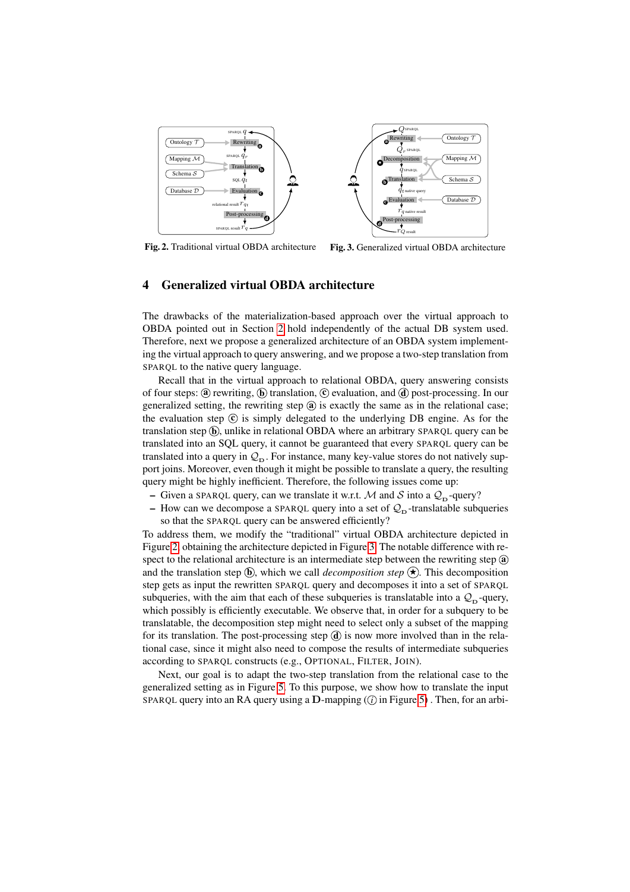**Fig. 2.** Traditional virtual OBDA architecture

**Fig. 3.** Generalized virtual OBDA architecture

## 4 Generalized virtual OBDA architecture

The drawbacks of the materialization-based approach over the virtual approach to OBDA pointed out in Section 2 hold independently of the actual DB system used. Therefore, next we propose a generalized architecture of an OBDA system implementing the virtual approach to query answering, and we propose a two-step translation from SPARQL to the native query language.

Recall that in the virtual approach to relational OBDA, query answering consists of four steps: ⓐ rewriting, ⓑ translation, ⓒ evaluation, and ⓓ post-processing. In our generalized setting, the rewriting step ⓐ is exactly the same as in the relational case; the evaluation step ⓒ is simply delegated to the underlying DB engine. As for the translation step ⓑ, unlike in relational OBDA where an arbitrary SPARQL query can be translated into an SQL query, it cannot be guaranteed that every SPARQL query can be translated into a query in $\mathcal{Q}_{\mathrm{D}}$. For instance, many key-value stores do not natively support joins. Moreover, even though it might be possible to translate a query, the resulting query might be highly inefficient. Therefore, the following issues come up:

- Given a SPARQL query, can we translate it w.r.t. $\mathcal{M}$ and $\mathcal{S}$ into a $\mathcal{Q}_{\mathrm{D}}$-query?
- How can we decompose a SPARQL query into a set of $\mathcal{Q}_{\mathrm{D}}$-translatable subqueries so that the SPARQL query can be answered efficiently?

To address them, we modify the "traditional" virtual OBDA architecture depicted in Figure 2, obtaining the architecture depicted in Figure 3. The notable difference with respect to the relational architecture is an intermediate step between the rewriting step ⓐ and the translation step ⓑ, which we call *decomposition step* (★). This decomposition step gets as input the rewritten SPARQL query and decomposes it into a set of SPARQL subqueries, with the aim that each of these subqueries is translatable into a $\mathcal{Q}_{\mathrm{D}}$-query, which possibly is efficiently executable. We observe that, in order for a subquery to be translatable, the decomposition step might need to select only a subset of the mapping for its translation. The post-processing step ⓓ is now more involved than in the relational case, since it might also need to compose the results of intermediate subqueries according to SPARQL constructs (e.g., OPTIONAL, FILTER, JOIN).

Next, our goal is to adapt the two-step translation from the relational case to the generalized setting as in Figure 5. To this purpose, we show how to translate the input SPARQL query into an RA query using a $\mathbf{D}$-mapping (ⓘ in Figure 5). Then, for an arbi-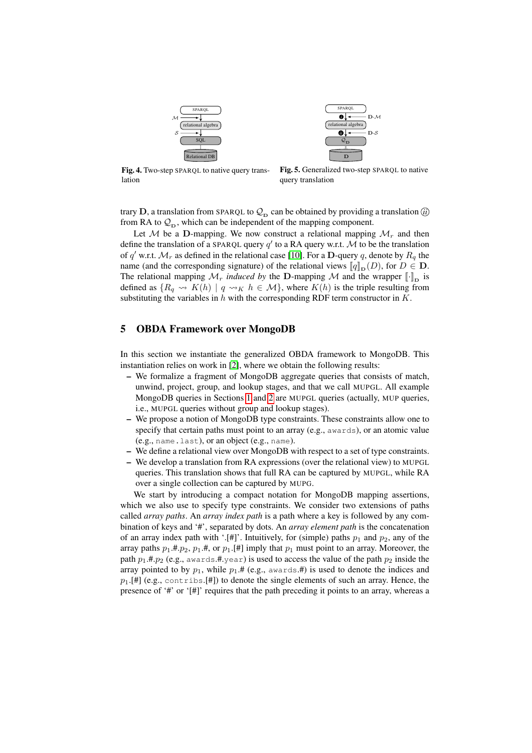**Fig. 4.** Two-step SPARQL to native query translation

**Fig. 5.** Generalized two-step SPARQL to native query translation

trary $\mathbf{D}$, a translation from SPARQL to $\mathcal{Q}_{\mathbf{D}}$ can be obtained by providing a translation ⓘⓘ from RA to $\mathcal{Q}_{\mathbf{D}}$, which can be independent of the mapping component.

Let $\mathcal{M}$ be a $\mathbf{D}$-mapping. We now construct a relational mapping $\mathcal{M}_r$ and then define the translation of a SPARQL query $q'$ to a RA query w.r.t. $\mathcal{M}$ to be the translation of $q'$ w.r.t. $\mathcal{M}_r$ as defined in the relational case [10]. For a $\mathbf{D}$-query $q$, denote by $R_q$ the name (and the corresponding signature) of the relational views $[\![q]\!]_{\mathbf{D}}(D)$, for $D \in \mathbf{D}$. The relational mapping $\mathcal{M}_r$ *induced by* the $\mathbf{D}$-mapping $\mathcal{M}$ and the wrapper $[\![\cdot]\!]_{\mathbf{D}}$ is defined as $\{R_q \rightsquigarrow K(h) \mid q \rightsquigarrow_K h \in \mathcal{M}\}$, where $K(h)$ is the triple resulting from substituting the variables in $h$ with the corresponding RDF term constructor in $K$.

## 5 OBDA Framework over MongoDB

In this section we instantiate the generalized OBDA framework to MongoDB. This instantiation relies on work in [2], where we obtain the following results:

- We formalize a fragment of MongoDB aggregate queries that consists of match, unwind, project, group, and lookup stages, and that we call MUPGL. All example MongoDB queries in Sections 1 and 2 are MUPGL queries (actually, MUP queries, i.e., MUPGL queries without group and lookup stages).
- We propose a notion of MongoDB type constraints. These constraints allow one to specify that certain paths must point to an array (e.g., `awards`), or an atomic value (e.g., `name.last`), or an object (e.g., `name`).
- We define a relational view over MongoDB with respect to a set of type constraints.
- We develop a translation from RA expressions (over the relational view) to MUPGL queries. This translation shows that full RA can be captured by MUPGL, while RA over a single collection can be captured by MUPG.

We start by introducing a compact notation for MongoDB mapping assertions, which we also use to specify type constraints. We consider two extensions of paths called *array paths*. An *array index path* is a path where a key is followed by any combination of keys and '#', separated by dots. An *array element path* is the concatenation of an array index path with '.[#]'. Intuitively, for (simple) paths $p_1$ and $p_2$, any of the array paths $p_1$.#.$p_2$, $p_1$.#, or $p_1$.[#] imply that $p_1$ must point to an array. Moreover, the path $p_1$.#.$p_2$ (e.g., `awards.#.year`) is used to access the value of the path $p_2$ inside the array pointed to by $p_1$, while $p_1$.# (e.g., `awards.#`) is used to denote the indices and $p_1$.[#] (e.g., `contribs.[#]`) to denote the single elements of such an array. Hence, the presence of '#' or '[#]' requires that the path preceding it points to an array, whereas a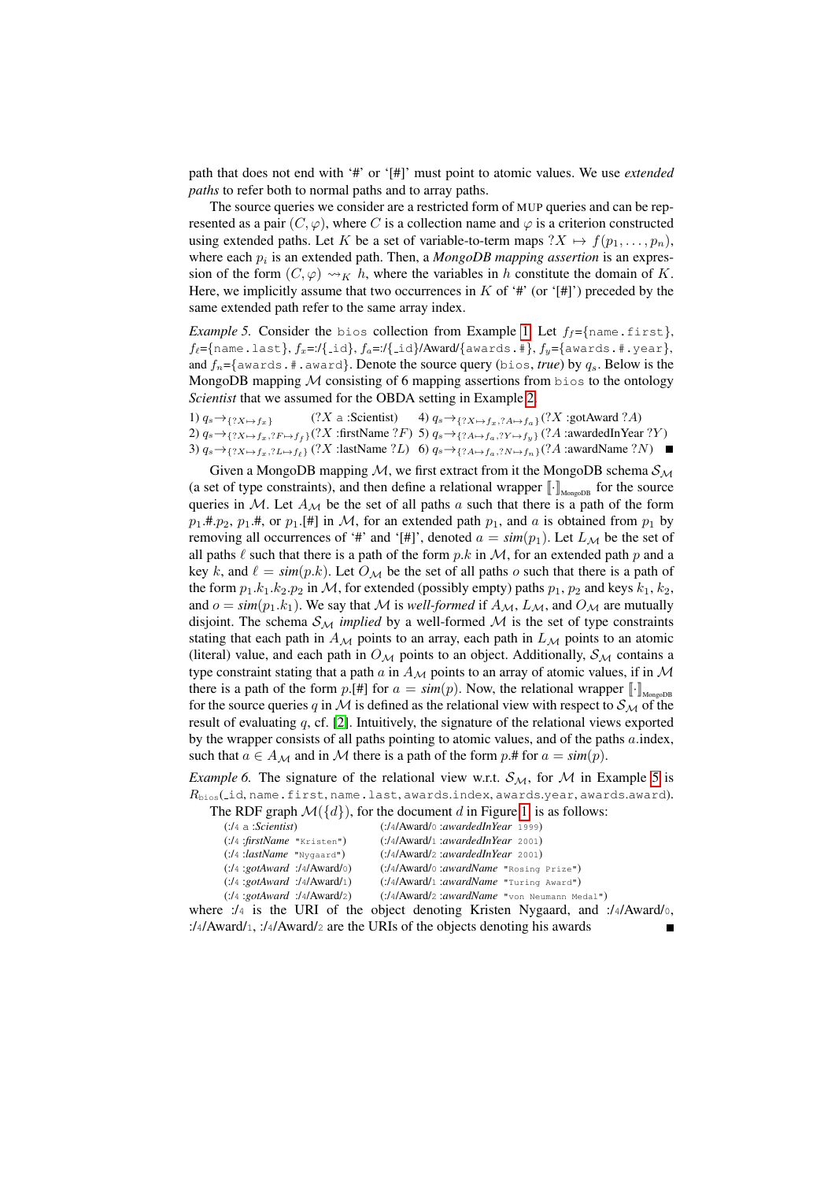path that does not end with '#' or '[#]' must point to atomic values. We use *extended paths* to refer both to normal paths and to array paths.

The source queries we consider are a restricted form of MUP queries and can be represented as a pair $(C, \varphi)$, where $C$ is a collection name and $\varphi$ is a criterion constructed using extended paths. Let $K$ be a set of variable-to-term maps $?X \mapsto f(p_1, \ldots, p_n)$, where each $p_i$ is an extended path. Then, a *MongoDB mapping assertion* is an expression of the form $(C, \varphi) \rightsquigarrow_K h$, where the variables in $h$ constitute the domain of $K$. Here, we implicitly assume that two occurrences in $K$ of '#' (or '[#]') preceded by the same extended path refer to the same array index.

*Example 5.* Consider the `bios` collection from Example 1. Let $f_f$={`name.first`}, $f_\ell$={`name.last`}, $f_x$=:/{`_id`}, $f_a$=:/{`_id`}/Award/{`awards.#`}, $f_y$={`awards.#.year`}, and $f_n$={`awards.#.award`}. Denote the source query (`bios`, *true*) by $q_s$. Below is the MongoDB mapping $\mathcal{M}$ consisting of 6 mapping assertions from `bios` to the ontology *Scientist* that we assumed for the OBDA setting in Example 2.

1) $q_s \rightsquigarrow_{\{?X \mapsto f_x\}}$ $(?X$ a :Scientist$)$
2) $q_s \rightsquigarrow_{\{?X \mapsto f_x, ?F \mapsto f_f\}}$ $(?X$ :firstName $?F)$
3) $q_s \rightsquigarrow_{\{?X \mapsto f_x, ?L \mapsto f_\ell\}}$ $(?X$ :lastName $?L)$
4) $q_s \rightsquigarrow_{\{?X \mapsto f_x, ?A \mapsto f_a\}}$ $(?X$ :gotAward $?A)$
5) $q_s \rightsquigarrow_{\{?A \mapsto f_a, ?Y \mapsto f_y\}}$ $(?A$ :awardedInYear $?Y)$
6) $q_s \rightsquigarrow_{\{?A \mapsto f_a, ?N \mapsto f_n\}}$ $(?A$ :awardName $?N)$ ■

Given a MongoDB mapping $\mathcal{M}$, we first extract from it the MongoDB schema $\mathcal{S}_\mathcal{M}$ (a set of type constraints), and then define a relational wrapper $[\![\cdot]\!]_{\text{MongoDB}}$ for the source queries in $\mathcal{M}$. Let $A_\mathcal{M}$ be the set of all paths $a$ such that there is a path of the form $p_1.\#.p_2$, $p_1.\#$, or $p_1.[\#]$ in $\mathcal{M}$, for an extended path $p_1$, and $a$ is obtained from $p_1$ by removing all occurrences of '#' and '[#]', denoted $a = \mathit{sim}(p_1)$. Let $L_\mathcal{M}$ be the set of all paths $\ell$ such that there is a path of the form $p.k$ in $\mathcal{M}$, for an extended path $p$ and a key $k$, and $\ell = \mathit{sim}(p.k)$. Let $O_\mathcal{M}$ be the set of all paths $o$ such that there is a path of the form $p_1.k_1.k_2.p_2$ in $\mathcal{M}$, for extended (possibly empty) paths $p_1, p_2$ and keys $k_1, k_2$, and $o = \mathit{sim}(p_1.k_1)$. We say that $\mathcal{M}$ is *well-formed* if $A_\mathcal{M}$, $L_\mathcal{M}$, and $O_\mathcal{M}$ are mutually disjoint. The schema $\mathcal{S}_\mathcal{M}$ *implied* by a well-formed $\mathcal{M}$ is the set of type constraints stating that each path in $A_\mathcal{M}$ points to an array, each path in $L_\mathcal{M}$ points to an atomic (literal) value, and each path in $O_\mathcal{M}$ points to an object. Additionally, $\mathcal{S}_\mathcal{M}$ contains a type constraint stating that a path $a$ in $A_\mathcal{M}$ points to an array of atomic values, if in $\mathcal{M}$ there is a path of the form $p.[\#]$ for $a = \mathit{sim}(p)$. Now, the relational wrapper $[\![\cdot]\!]_{\text{MongoDB}}$ for the source queries $q$ in $\mathcal{M}$ is defined as the relational view with respect to $\mathcal{S}_\mathcal{M}$ of the result of evaluating $q$, cf. [2]. Intuitively, the signature of the relational views exported by the wrapper consists of all paths pointing to atomic values, and of the paths $a$.index, such that $a \in A_\mathcal{M}$ and in $\mathcal{M}$ there is a path of the form $p.\#$ for $a = \mathit{sim}(p)$.

*Example 6.* The signature of the relational view w.r.t. $\mathcal{S}_\mathcal{M}$, for $\mathcal{M}$ in Example 5 is $R_{\texttt{bios}}$(`_id`, `name.first`, `name.last`, `awards.index`, `awards.year`, `awards.award`).

The RDF graph $\mathcal{M}(\{d\})$, for the document $d$ in Figure 1, is as follows:

(:/4 a :*Scientist*) (:/4/Award/0 :*awardedInYear* `1999`)
(:/4 :*firstName* `"Kristen"`) (:/4/Award/1 :*awardedInYear* `2001`)
(:/4 :*lastName* `"Nygaard"`) (:/4/Award/2 :*awardedInYear* `2001`)
(:/4 :*gotAward* :/4/Award/0) (:/4/Award/0 :*awardName* `"Rosing Prize"`)
(:/4 :*gotAward* :/4/Award/1) (:/4/Award/1 :*awardName* `"Turing Award"`)
(:/4 :*gotAward* :/4/Award/2) (:/4/Award/2 :*awardName* `"von Neumann Medal"`)

where :/4 is the URI of the object denoting Kristen Nygaard, and :/4/Award/0, :/4/Award/1, :/4/Award/2 are the URIs of the objects denoting his awards ■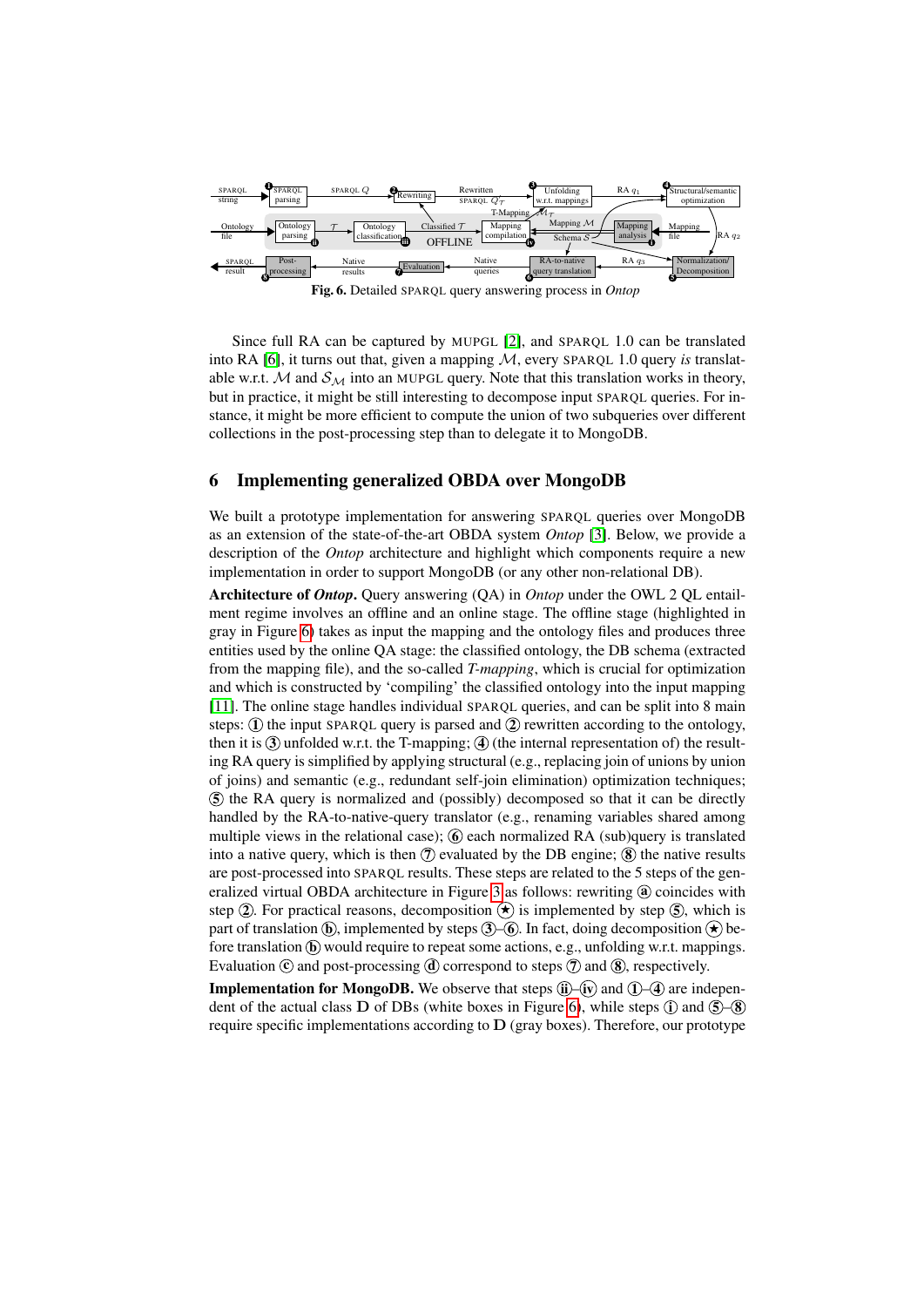Fig. 6. Detailed SPARQL query answering process in *Ontop*

Since full RA can be captured by MUPGL [2], and SPARQL 1.0 can be translated into RA [6], it turns out that, given a mapping $\mathcal{M}$, every SPARQL 1.0 query *is* translatable w.r.t. $\mathcal{M}$ and $\mathcal{S}_\mathcal{M}$ into an MUPGL query. Note that this translation works in theory, but in practice, it might be still interesting to decompose input SPARQL queries. For instance, it might be more efficient to compute the union of two subqueries over different collections in the post-processing step than to delegate it to MongoDB.

## 6 Implementing generalized OBDA over MongoDB

We built a prototype implementation for answering SPARQL queries over MongoDB as an extension of the state-of-the-art OBDA system *Ontop* [3]. Below, we provide a description of the *Ontop* architecture and highlight which components require a new implementation in order to support MongoDB (or any other non-relational DB).

**Architecture of *Ontop*.** Query answering (QA) in *Ontop* under the OWL 2 QL entailment regime involves an offline and an online stage. The offline stage (highlighted in gray in Figure 6) takes as input the mapping and the ontology files and produces three entities used by the online QA stage: the classified ontology, the DB schema (extracted from the mapping file), and the so-called *T-mapping*, which is crucial for optimization and which is constructed by 'compiling' the classified ontology into the input mapping [11]. The online stage handles individual SPARQL queries, and can be split into 8 main steps: ① the input SPARQL query is parsed and ② rewritten according to the ontology, then it is ③ unfolded w.r.t. the T-mapping; ④ (the internal representation of) the resulting RA query is simplified by applying structural (e.g., replacing join of unions by union of joins) and semantic (e.g., redundant self-join elimination) optimization techniques; ⑤ the RA query is normalized and (possibly) decomposed so that it can be directly handled by the RA-to-native-query translator (e.g., renaming variables shared among multiple views in the relational case); ⑥ each normalized RA (sub)query is translated into a native query, which is then ⑦ evaluated by the DB engine; ⑧ the native results are post-processed into SPARQL results. These steps are related to the 5 steps of the generalized virtual OBDA architecture in Figure 3 as follows: rewriting ⓐ coincides with step ②. For practical reasons, decomposition (★) is implemented by step ⑤, which is part of translation ⓑ, implemented by steps ③–⑥. In fact, doing decomposition (★) before translation ⓑ would require to repeat some actions, e.g., unfolding w.r.t. mappings. Evaluation ⓒ and post-processing ⓓ correspond to steps ⑦ and ⑧, respectively.

**Implementation for MongoDB.** We observe that steps ⓘⓘ–ⓘⓥ and ①–④ are independent of the actual class $\mathbf{D}$ of DBs (white boxes in Figure 6), while steps ⓘ and ⑤–⑧ require specific implementations according to $\mathbf{D}$ (gray boxes). Therefore, our prototype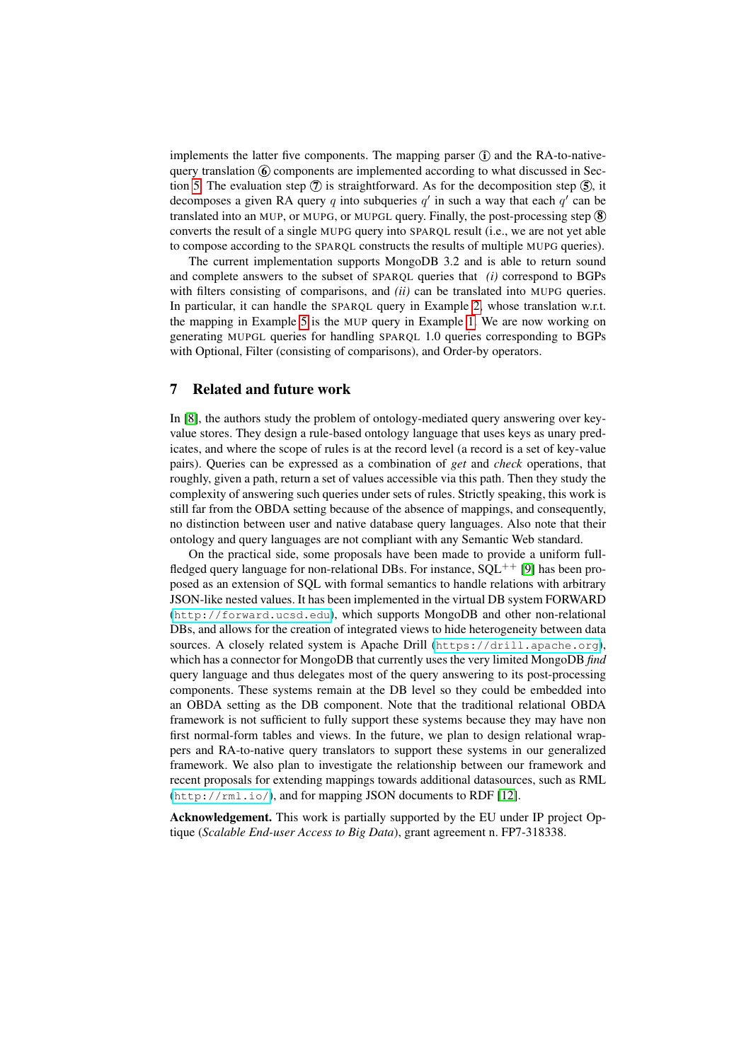implements the latter five components. The mapping parser ① and the RA-to-native-query translation ⑥ components are implemented according to what discussed in Section 5. The evaluation step ⑦ is straightforward. As for the decomposition step ⑤, it decomposes a given RA query $q$ into subqueries $q'$ in such a way that each $q'$ can be translated into an MUP, or MUPG, or MUPGL query. Finally, the post-processing step ⑧ converts the result of a single MUPG query into SPARQL result (i.e., we are not yet able to compose according to the SPARQL constructs the results of multiple MUPG queries).

The current implementation supports MongoDB 3.2 and is able to return sound and complete answers to the subset of SPARQL queries that *(i)* correspond to BGPs with filters consisting of comparisons, and *(ii)* can be translated into MUPG queries. In particular, it can handle the SPARQL query in Example 2, whose translation w.r.t. the mapping in Example 5 is the MUP query in Example 1. We are now working on generating MUPGL queries for handling SPARQL 1.0 queries corresponding to BGPs with Optional, Filter (consisting of comparisons), and Order-by operators.

## 7 Related and future work

In [8], the authors study the problem of ontology-mediated query answering over key-value stores. They design a rule-based ontology language that uses keys as unary predicates, and where the scope of rules is at the record level (a record is a set of key-value pairs). Queries can be expressed as a combination of *get* and *check* operations, that roughly, given a path, return a set of values accessible via this path. Then they study the complexity of answering such queries under sets of rules. Strictly speaking, this work is still far from the OBDA setting because of the absence of mappings, and consequently, no distinction between user and native database query languages. Also note that their ontology and query languages are not compliant with any Semantic Web standard.

On the practical side, some proposals have been made to provide a uniform full-fledged query language for non-relational DBs. For instance, SQL$^{++}$ [9] has been proposed as an extension of SQL with formal semantics to handle relations with arbitrary JSON-like nested values. It has been implemented in the virtual DB system FORWARD (`http://forward.ucsd.edu`), which supports MongoDB and other non-relational DBs, and allows for the creation of integrated views to hide heterogeneity between data sources. A closely related system is Apache Drill (`https://drill.apache.org`), which has a connector for MongoDB that currently uses the very limited MongoDB *find* query language and thus delegates most of the query answering to its post-processing components. These systems remain at the DB level so they could be embedded into an OBDA setting as the DB component. Note that the traditional relational OBDA framework is not sufficient to fully support these systems because they may have non first normal-form tables and views. In the future, we plan to design relational wrappers and RA-to-native query translators to support these systems in our generalized framework. We also plan to investigate the relationship between our framework and recent proposals for extending mappings towards additional datasources, such as RML (`http://rml.io/`), and for mapping JSON documents to RDF [12].

**Acknowledgement.** This work is partially supported by the EU under IP project Optique (*Scalable End-user Access to Big Data*), grant agreement n. FP7-318338.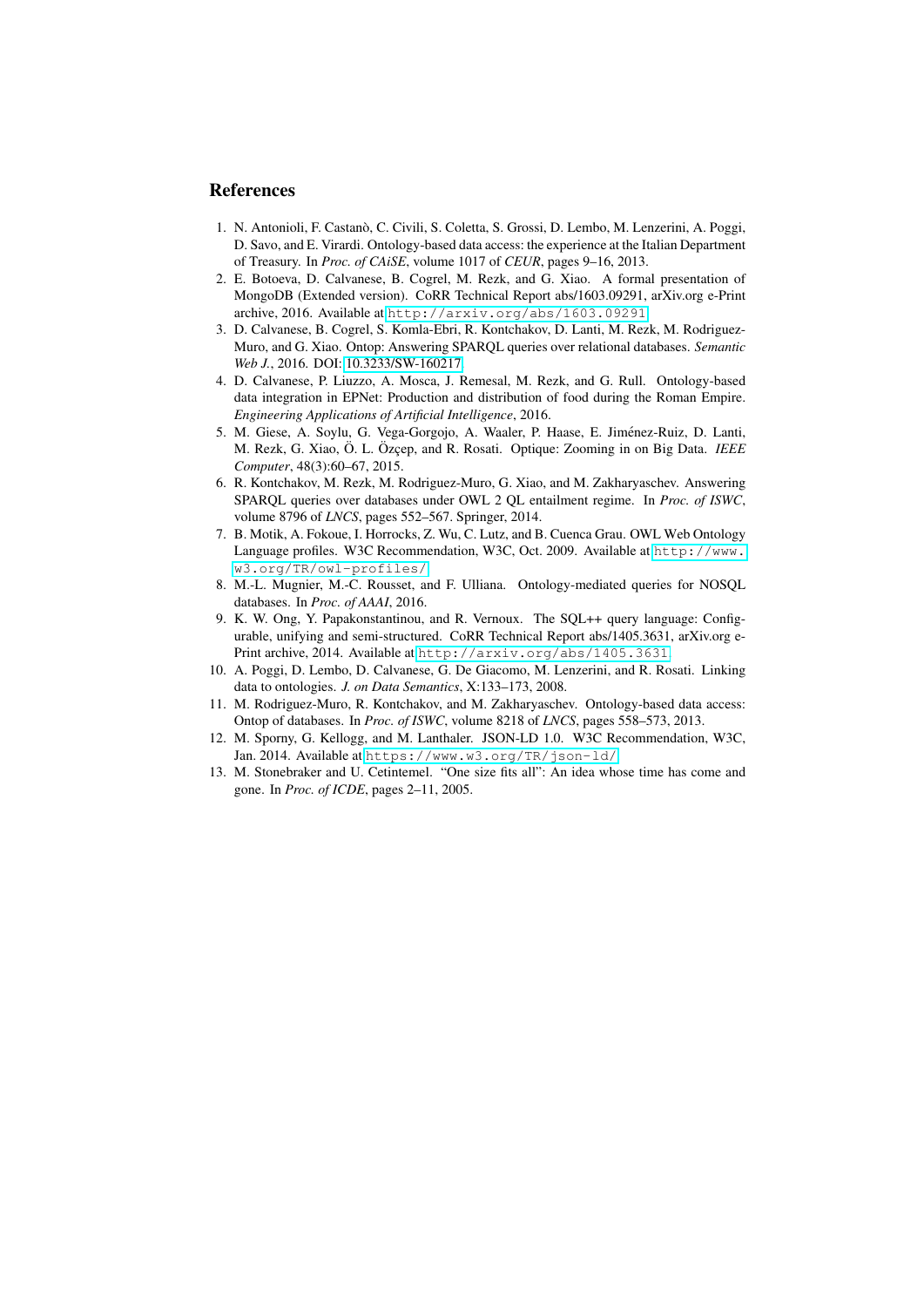## References

1. N. Antonioli, F. Castanò, C. Civili, S. Coletta, S. Grossi, D. Lembo, M. Lenzerini, A. Poggi, D. Savo, and E. Virardi. Ontology-based data access: the experience at the Italian Department of Treasury. In *Proc. of CAiSE*, volume 1017 of *CEUR*, pages 9–16, 2013.
2. E. Botoeva, D. Calvanese, B. Cogrel, M. Rezk, and G. Xiao. A formal presentation of MongoDB (Extended version). CoRR Technical Report abs/1603.09291, arXiv.org e-Print archive, 2016. Available at `http://arxiv.org/abs/1603.09291`.
3. D. Calvanese, B. Cogrel, S. Komla-Ebri, R. Kontchakov, D. Lanti, M. Rezk, M. Rodriguez-Muro, and G. Xiao. Ontop: Answering SPARQL queries over relational databases. *Semantic Web J.*, 2016. DOI: 10.3233/SW-160217.
4. D. Calvanese, P. Liuzzo, A. Mosca, J. Remesal, M. Rezk, and G. Rull. Ontology-based data integration in EPNet: Production and distribution of food during the Roman Empire. *Engineering Applications of Artificial Intelligence*, 2016.
5. M. Giese, A. Soylu, G. Vega-Gorgojo, A. Waaler, P. Haase, E. Jiménez-Ruiz, D. Lanti, M. Rezk, G. Xiao, Ö. L. Özçep, and R. Rosati. Optique: Zooming in on Big Data. *IEEE Computer*, 48(3):60–67, 2015.
6. R. Kontchakov, M. Rezk, M. Rodriguez-Muro, G. Xiao, and M. Zakharyaschev. Answering SPARQL queries over databases under OWL 2 QL entailment regime. In *Proc. of ISWC*, volume 8796 of *LNCS*, pages 552–567. Springer, 2014.
7. B. Motik, A. Fokoue, I. Horrocks, Z. Wu, C. Lutz, and B. Cuenca Grau. OWL Web Ontology Language profiles. W3C Recommendation, W3C, Oct. 2009. Available at `http://www.w3.org/TR/owl-profiles/`.
8. M.-L. Mugnier, M.-C. Rousset, and F. Ulliana. Ontology-mediated queries for NOSQL databases. In *Proc. of AAAI*, 2016.
9. K. W. Ong, Y. Papakonstantinou, and R. Vernoux. The SQL++ query language: Configurable, unifying and semi-structured. CoRR Technical Report abs/1405.3631, arXiv.org e-Print archive, 2014. Available at `http://arxiv.org/abs/1405.3631`.
10. A. Poggi, D. Lembo, D. Calvanese, G. De Giacomo, M. Lenzerini, and R. Rosati. Linking data to ontologies. *J. on Data Semantics*, X:133–173, 2008.
11. M. Rodriguez-Muro, R. Kontchakov, and M. Zakharyaschev. Ontology-based data access: Ontop of databases. In *Proc. of ISWC*, volume 8218 of *LNCS*, pages 558–573, 2013.
12. M. Sporny, G. Kellogg, and M. Lanthaler. JSON-LD 1.0. W3C Recommendation, W3C, Jan. 2014. Available at `https://www.w3.org/TR/json-ld/`.
13. M. Stonebraker and U. Cetintemel. "One size fits all": An idea whose time has come and gone. In *Proc. of ICDE*, pages 2–11, 2005.